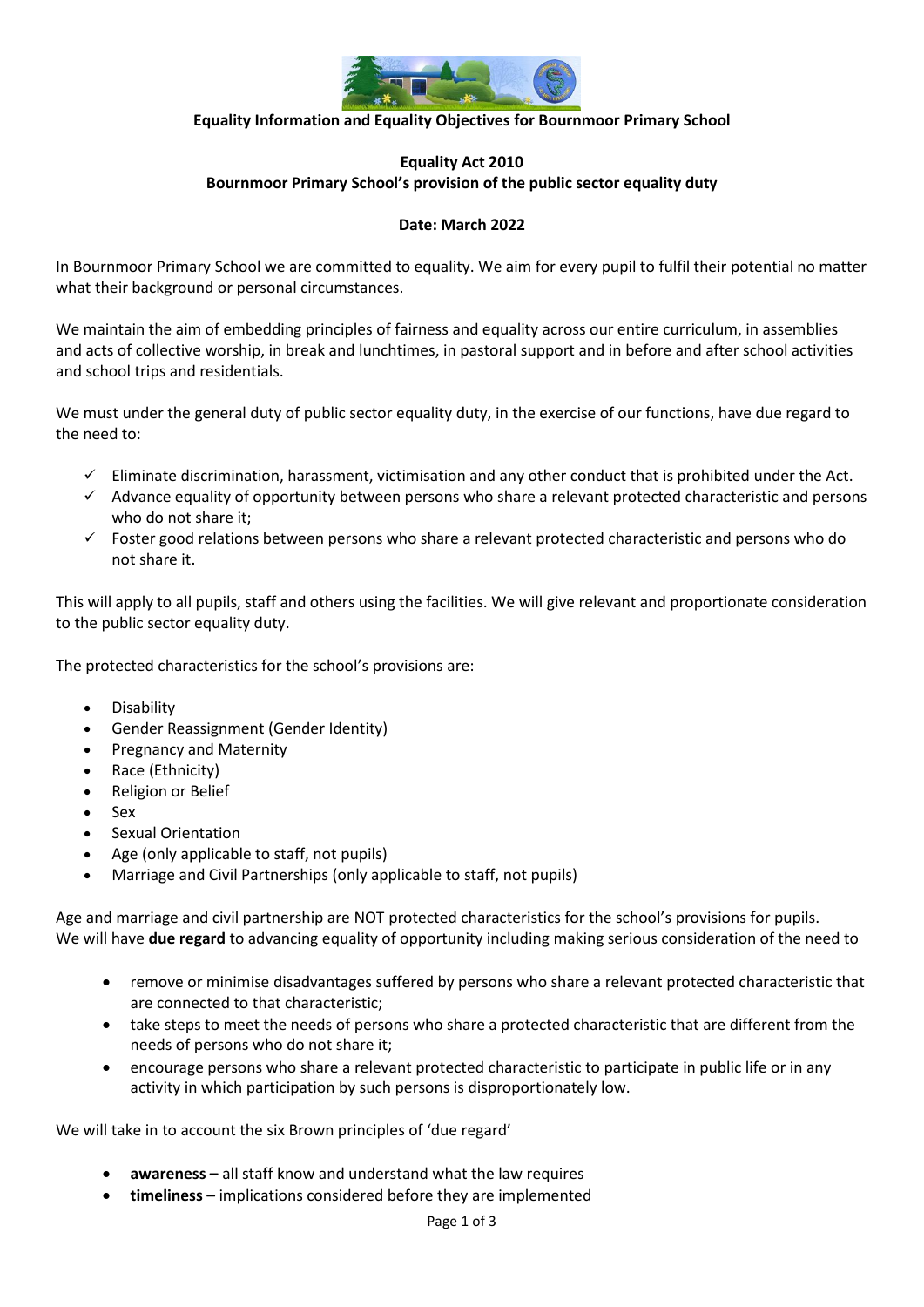# Equality Information and Equality Objectives for Bournmoor Primary School

## Equality Act 2010
## Bournmoor Primary School's provision of the public sector equality duty

**Date: March 2022**

In Bournmoor Primary School we are committed to equality. We aim for every pupil to fulfil their potential no matter what their background or personal circumstances.

We maintain the aim of embedding principles of fairness and equality across our entire curriculum, in assemblies and acts of collective worship, in break and lunchtimes, in pastoral support and in before and after school activities and school trips and residentials.

We must under the general duty of public sector equality duty, in the exercise of our functions, have due regard to the need to:

- ✓ Eliminate discrimination, harassment, victimisation and any other conduct that is prohibited under the Act.
- ✓ Advance equality of opportunity between persons who share a relevant protected characteristic and persons who do not share it;
- ✓ Foster good relations between persons who share a relevant protected characteristic and persons who do not share it.

This will apply to all pupils, staff and others using the facilities. We will give relevant and proportionate consideration to the public sector equality duty.

The protected characteristics for the school's provisions are:

- Disability
- Gender Reassignment (Gender Identity)
- Pregnancy and Maternity
- Race (Ethnicity)
- Religion or Belief
- Sex
- Sexual Orientation
- Age (only applicable to staff, not pupils)
- Marriage and Civil Partnerships (only applicable to staff, not pupils)

Age and marriage and civil partnership are NOT protected characteristics for the school's provisions for pupils.
We will have **due regard** to advancing equality of opportunity including making serious consideration of the need to

- remove or minimise disadvantages suffered by persons who share a relevant protected characteristic that are connected to that characteristic;
- take steps to meet the needs of persons who share a protected characteristic that are different from the needs of persons who do not share it;
- encourage persons who share a relevant protected characteristic to participate in public life or in any activity in which participation by such persons is disproportionately low.

We will take in to account the six Brown principles of 'due regard'

- **awareness –** all staff know and understand what the law requires
- **timeliness** – implications considered before they are implemented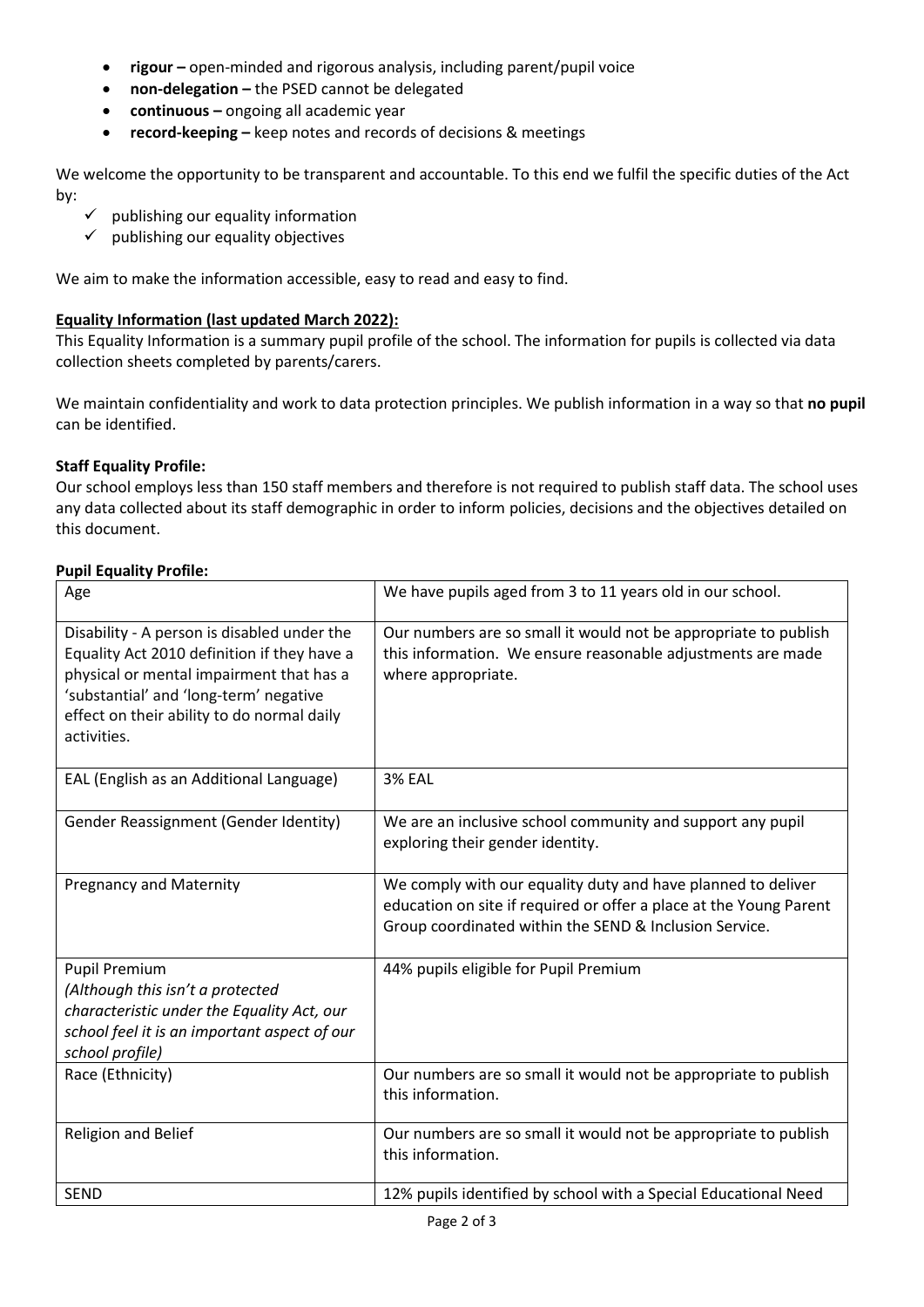- **rigour –** open-minded and rigorous analysis, including parent/pupil voice
- **non-delegation –** the PSED cannot be delegated
- **continuous –** ongoing all academic year
- **record-keeping –** keep notes and records of decisions & meetings

We welcome the opportunity to be transparent and accountable. To this end we fulfil the specific duties of the Act by:

- ✓ publishing our equality information
- ✓ publishing our equality objectives

We aim to make the information accessible, easy to read and easy to find.

**Equality Information (last updated March 2022):**

This Equality Information is a summary pupil profile of the school. The information for pupils is collected via data collection sheets completed by parents/carers.

We maintain confidentiality and work to data protection principles. We publish information in a way so that **no pupil** can be identified.

**Staff Equality Profile:**

Our school employs less than 150 staff members and therefore is not required to publish staff data. The school uses any data collected about its staff demographic in order to inform policies, decisions and the objectives detailed on this document.

**Pupil Equality Profile:**

| Age | We have pupils aged from 3 to 11 years old in our school. |
|---|---|
| Disability - A person is disabled under the Equality Act 2010 definition if they have a physical or mental impairment that has a 'substantial' and 'long-term' negative effect on their ability to do normal daily activities. | Our numbers are so small it would not be appropriate to publish this information. We ensure reasonable adjustments are made where appropriate. |
| EAL (English as an Additional Language) | 3% EAL |
| Gender Reassignment (Gender Identity) | We are an inclusive school community and support any pupil exploring their gender identity. |
| Pregnancy and Maternity | We comply with our equality duty and have planned to deliver education on site if required or offer a place at the Young Parent Group coordinated within the SEND & Inclusion Service. |
| Pupil Premium *(Although this isn't a protected characteristic under the Equality Act, our school feel it is an important aspect of our school profile)* | 44% pupils eligible for Pupil Premium |
| Race (Ethnicity) | Our numbers are so small it would not be appropriate to publish this information. |
| Religion and Belief | Our numbers are so small it would not be appropriate to publish this information. |
| SEND | 12% pupils identified by school with a Special Educational Need |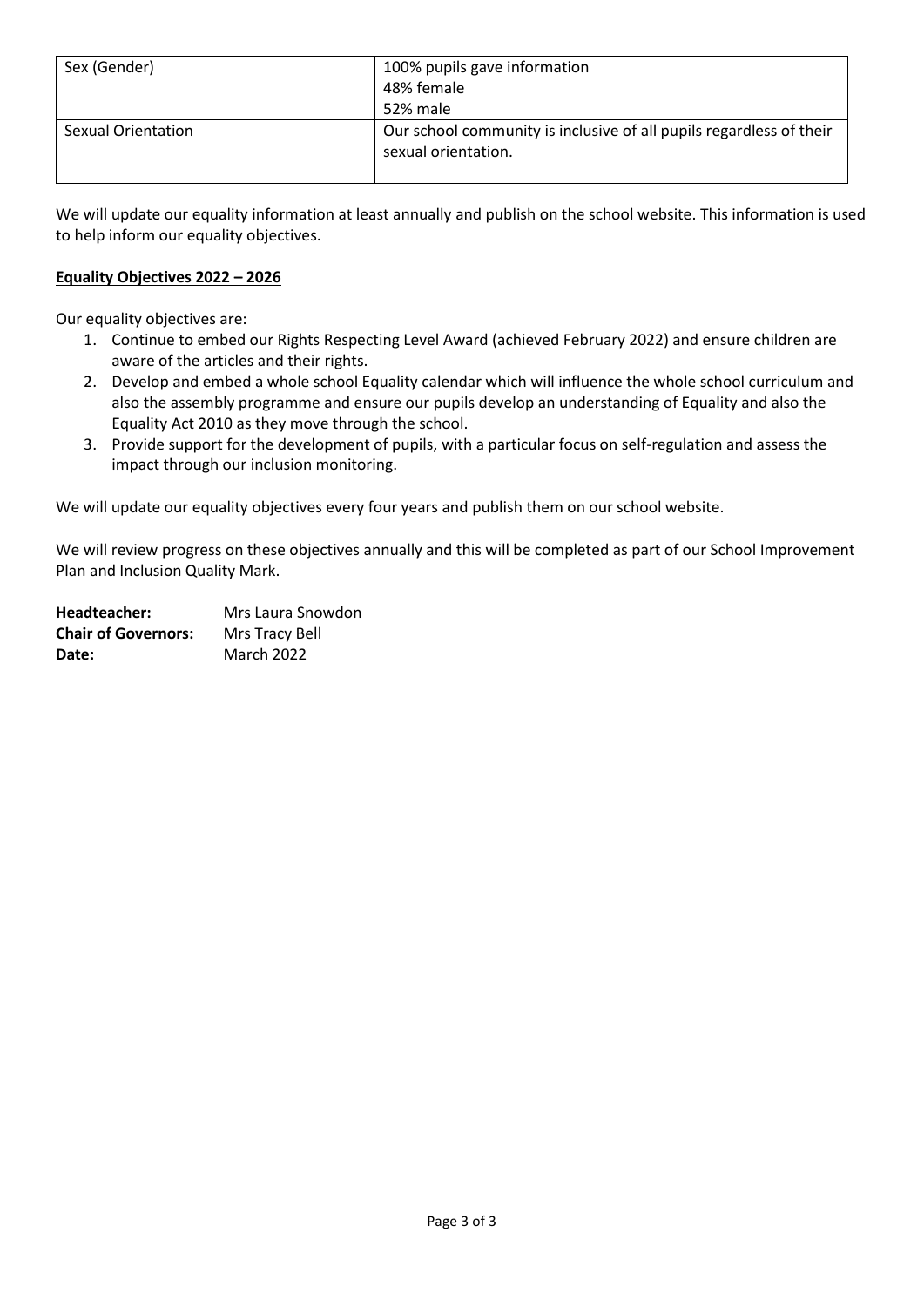| | |
|---|---|
| Sex (Gender) | 100% pupils gave information<br>48% female<br>52% male |
| Sexual Orientation | Our school community is inclusive of all pupils regardless of their sexual orientation. |

We will update our equality information at least annually and publish on the school website. This information is used to help inform our equality objectives.

**Equality Objectives 2022 – 2026**

Our equality objectives are:

1. Continue to embed our Rights Respecting Level Award (achieved February 2022) and ensure children are aware of the articles and their rights.
2. Develop and embed a whole school Equality calendar which will influence the whole school curriculum and also the assembly programme and ensure our pupils develop an understanding of Equality and also the Equality Act 2010 as they move through the school.
3. Provide support for the development of pupils, with a particular focus on self-regulation and assess the impact through our inclusion monitoring.

We will update our equality objectives every four years and publish them on our school website.

We will review progress on these objectives annually and this will be completed as part of our School Improvement Plan and Inclusion Quality Mark.

**Headteacher:** Mrs Laura Snowdon
**Chair of Governors:** Mrs Tracy Bell
**Date:** March 2022